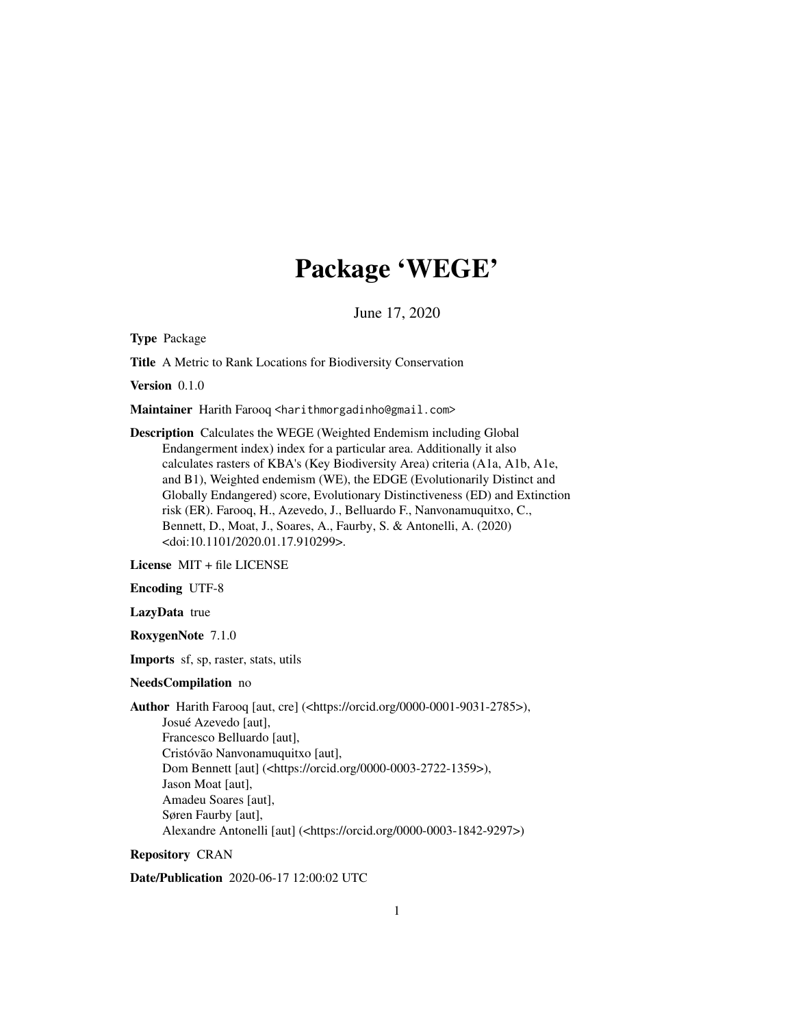# Package 'WEGE'

June 17, 2020

**Type** Package

**Title** A Metric to Rank Locations for Biodiversity Conservation

**Version** 0.1.0

**Maintainer** Harith Farooq <harithmorgadinho@gmail.com>

**Description** Calculates the WEGE (Weighted Endemism including Global Endangerment index) index for a particular area. Additionally it also calculates rasters of KBA's (Key Biodiversity Area) criteria (A1a, A1b, A1e, and B1), Weighted endemism (WE), the EDGE (Evolutionarily Distinct and Globally Endangered) score, Evolutionary Distinctiveness (ED) and Extinction risk (ER). Farooq, H., Azevedo, J., Belluardo F., Nanvonamuquitxo, C., Bennett, D., Moat, J., Soares, A., Faurby, S. & Antonelli, A. (2020) <doi:10.1101/2020.01.17.910299>.

**License** MIT + file LICENSE

**Encoding** UTF-8

**LazyData** true

**RoxygenNote** 7.1.0

**Imports** sf, sp, raster, stats, utils

**NeedsCompilation** no

**Author** Harith Farooq [aut, cre] (<https://orcid.org/0000-0001-9031-2785>),
Josué Azevedo [aut],
Francesco Belluardo [aut],
Cristóvão Nanvonamuquitxo [aut],
Dom Bennett [aut] (<https://orcid.org/0000-0003-2722-1359>),
Jason Moat [aut],
Amadeu Soares [aut],
Søren Faurby [aut],
Alexandre Antonelli [aut] (<https://orcid.org/0000-0003-1842-9297>)

**Repository** CRAN

**Date/Publication** 2020-06-17 12:00:02 UTC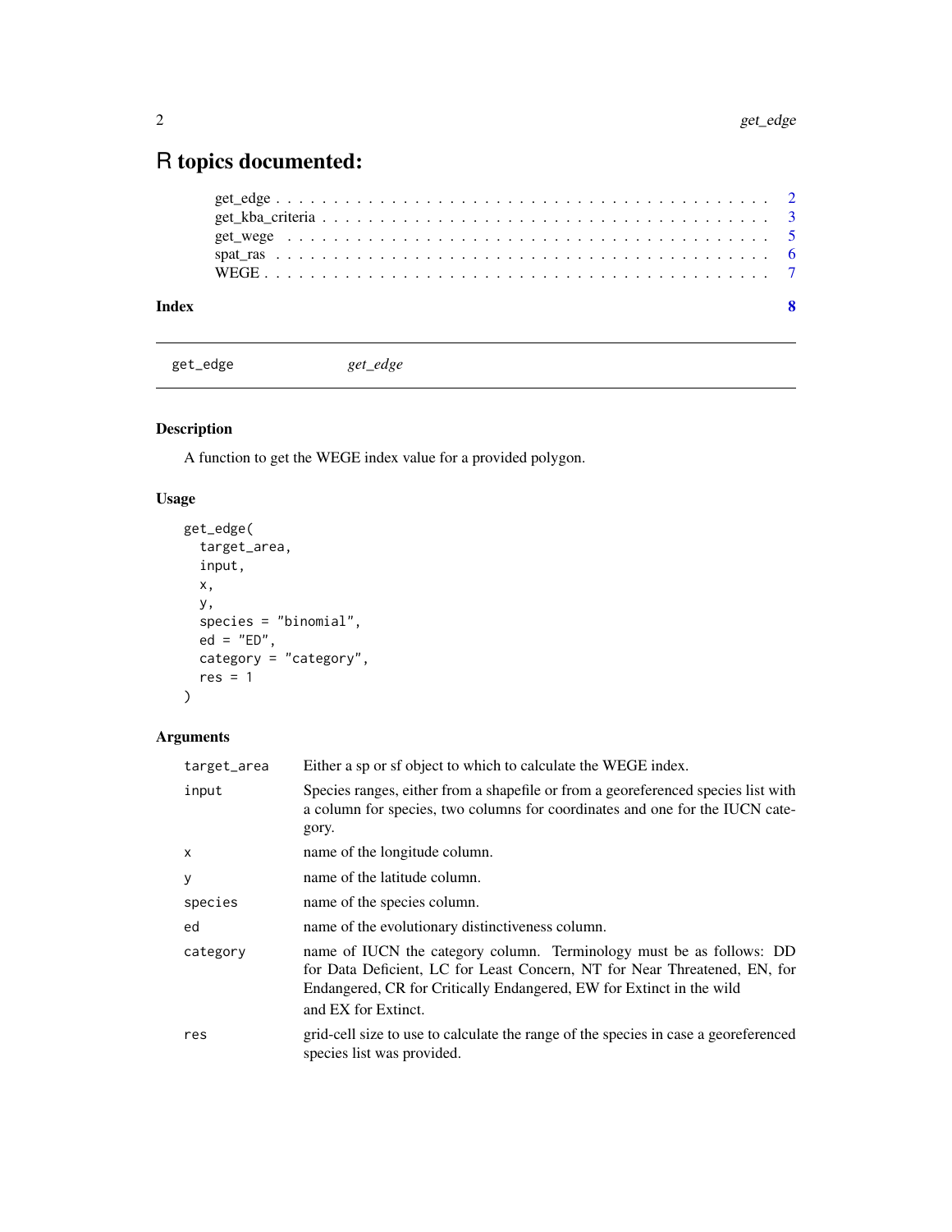# R topics documented:

get_edge . . . . . . . . . . . . . . . . . . . . . . . . . . . . . . . . . . . . . . . . . 2
get_kba_criteria . . . . . . . . . . . . . . . . . . . . . . . . . . . . . . . . . . . . . 3
get_wege . . . . . . . . . . . . . . . . . . . . . . . . . . . . . . . . . . . . . . . . . 5
spat_ras . . . . . . . . . . . . . . . . . . . . . . . . . . . . . . . . . . . . . . . . . 6
WEGE . . . . . . . . . . . . . . . . . . . . . . . . . . . . . . . . . . . . . . . . . . 7

**Index** **8**

---

get_edge *get_edge*

---

### Description

A function to get the WEGE index value for a provided polygon.

### Usage

```
get_edge(
  target_area,
  input,
  x,
  y,
  species = "binomial",
  ed = "ED",
  category = "category",
  res = 1
)
```

### Arguments

| | |
|---|---|
| `target_area` | Either a sp or sf object to which to calculate the WEGE index. |
| `input` | Species ranges, either from a shapefile or from a georeferenced species list with a column for species, two columns for coordinates and one for the IUCN category. |
| `x` | name of the longitude column. |
| `y` | name of the latitude column. |
| `species` | name of the species column. |
| `ed` | name of the evolutionary distinctiveness column. |
| `category` | name of IUCN the category column. Terminology must be as follows: DD for Data Deficient, LC for Least Concern, NT for Near Threatened, EN, for Endangered, CR for Critically Endangered, EW for Extinct in the wild and EX for Extinct. |
| `res` | grid-cell size to use to calculate the range of the species in case a georeferenced species list was provided. |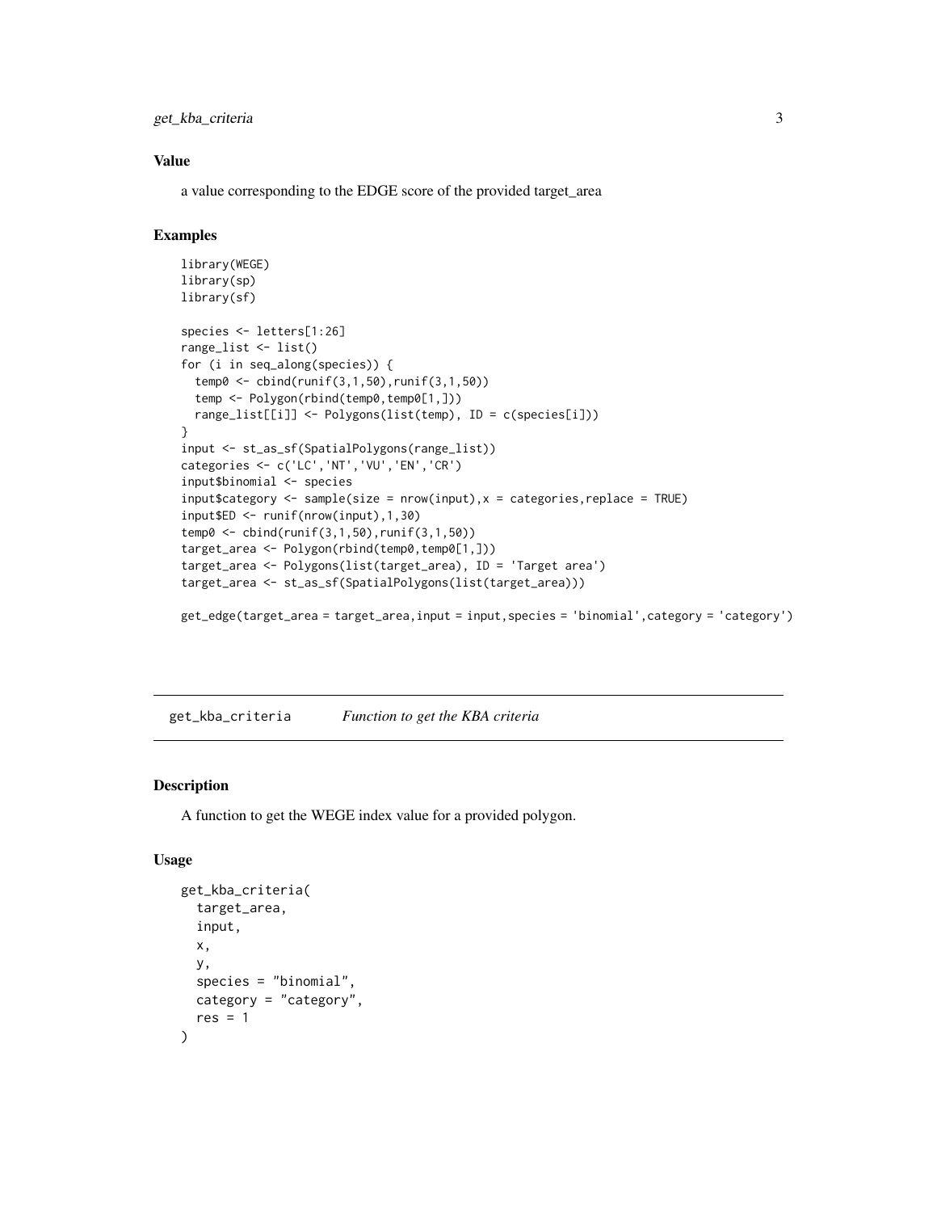### Value

a value corresponding to the EDGE score of the provided target_area

### Examples

```
library(WEGE)
library(sp)
library(sf)

species <- letters[1:26]
range_list <- list()
for (i in seq_along(species)) {
  temp0 <- cbind(runif(3,1,50),runif(3,1,50))
  temp <- Polygon(rbind(temp0,temp0[1,]))
  range_list[[i]] <- Polygons(list(temp), ID = c(species[i]))
}
input <- st_as_sf(SpatialPolygons(range_list))
categories <- c('LC','NT','VU','EN','CR')
input$binomial <- species
input$category <- sample(size = nrow(input),x = categories,replace = TRUE)
input$ED <- runif(nrow(input),1,30)
temp0 <- cbind(runif(3,1,50),runif(3,1,50))
target_area <- Polygon(rbind(temp0,temp0[1,]))
target_area <- Polygons(list(target_area), ID = 'Target area')
target_area <- st_as_sf(SpatialPolygons(list(target_area)))

get_edge(target_area = target_area,input = input,species = 'binomial',category = 'category')
```

---

## get_kba_criteria    *Function to get the KBA criteria*

### Description

A function to get the WEGE index value for a provided polygon.

### Usage

```
get_kba_criteria(
  target_area,
  input,
  x,
  y,
  species = "binomial",
  category = "category",
  res = 1
)
```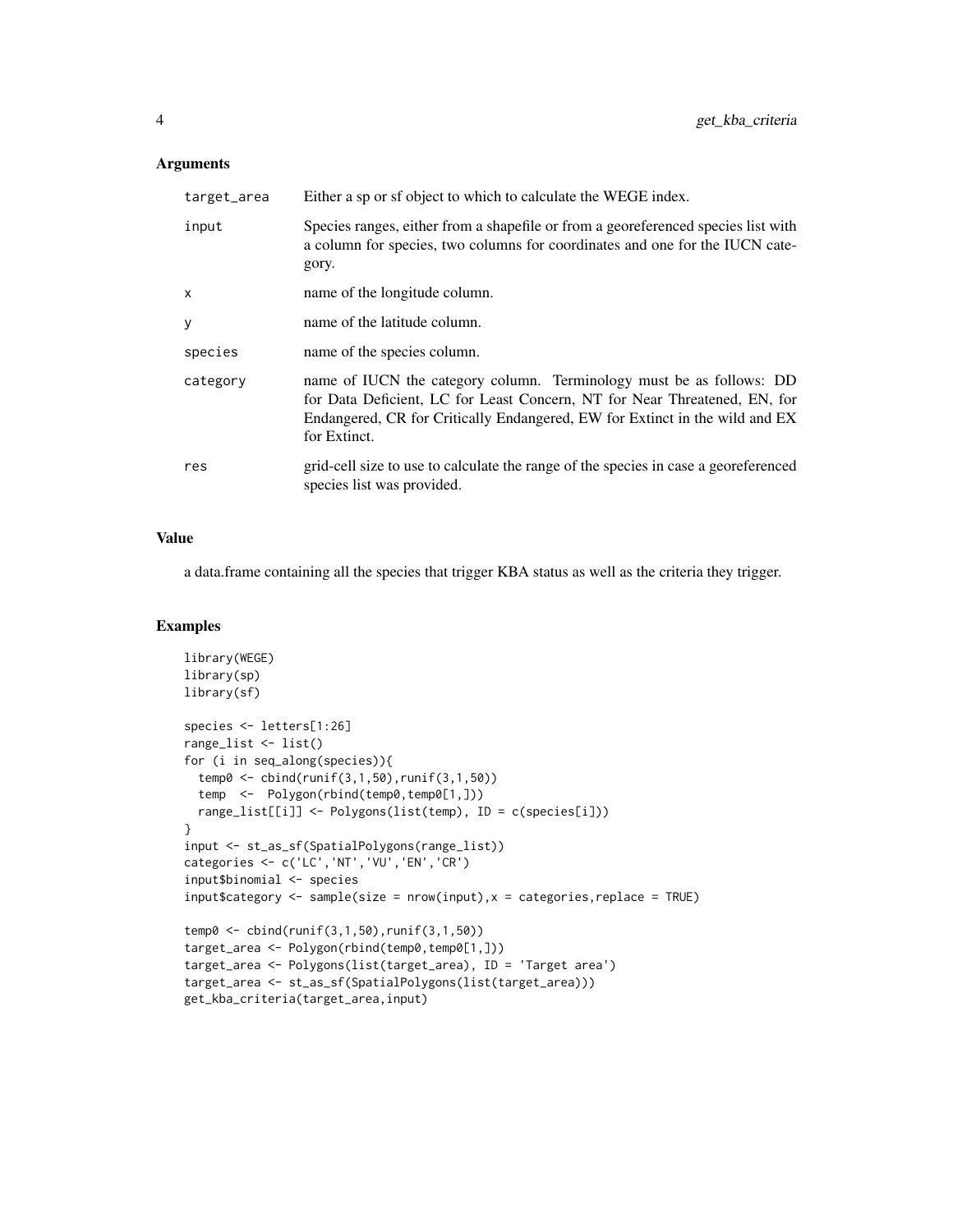## Arguments

| | |
|---|---|
| `target_area` | Either a sp or sf object to which to calculate the WEGE index. |
| `input` | Species ranges, either from a shapefile or from a georeferenced species list with a column for species, two columns for coordinates and one for the IUCN category. |
| `x` | name of the longitude column. |
| `y` | name of the latitude column. |
| `species` | name of the species column. |
| `category` | name of IUCN the category column. Terminology must be as follows: DD for Data Deficient, LC for Least Concern, NT for Near Threatened, EN, for Endangered, CR for Critically Endangered, EW for Extinct in the wild and EX for Extinct. |
| `res` | grid-cell size to use to calculate the range of the species in case a georeferenced species list was provided. |

## Value

a data.frame containing all the species that trigger KBA status as well as the criteria they trigger.

## Examples

```
library(WEGE)
library(sp)
library(sf)

species <- letters[1:26]
range_list <- list()
for (i in seq_along(species)){
  temp0 <- cbind(runif(3,1,50),runif(3,1,50))
  temp  <-  Polygon(rbind(temp0,temp0[1,]))
  range_list[[i]] <- Polygons(list(temp), ID = c(species[i]))
}
input <- st_as_sf(SpatialPolygons(range_list))
categories <- c('LC','NT','VU','EN','CR')
input$binomial <- species
input$category <- sample(size = nrow(input),x = categories,replace = TRUE)

temp0 <- cbind(runif(3,1,50),runif(3,1,50))
target_area <- Polygon(rbind(temp0,temp0[1,]))
target_area <- Polygons(list(target_area), ID = 'Target area')
target_area <- st_as_sf(SpatialPolygons(list(target_area)))
get_kba_criteria(target_area,input)
```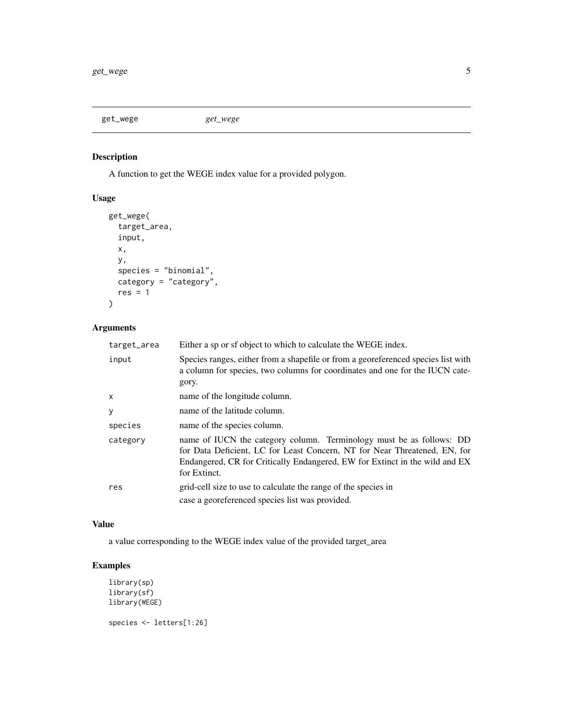get_wege    *get_wege*

## Description

A function to get the WEGE index value for a provided polygon.

## Usage

```
get_wege(
  target_area,
  input,
  x,
  y,
  species = "binomial",
  category = "category",
  res = 1
)
```

## Arguments

| | |
|---|---|
| `target_area` | Either a sp or sf object to which to calculate the WEGE index. |
| `input` | Species ranges, either from a shapefile or from a georeferenced species list with a column for species, two columns for coordinates and one for the IUCN category. |
| `x` | name of the longitude column. |
| `y` | name of the latitude column. |
| `species` | name of the species column. |
| `category` | name of IUCN the category column. Terminology must be as follows: DD for Data Deficient, LC for Least Concern, NT for Near Threatened, EN, for Endangered, CR for Critically Endangered, EW for Extinct in the wild and EX for Extinct. |
| `res` | grid-cell size to use to calculate the range of the species in case a georeferenced species list was provided. |

## Value

a value corresponding to the WEGE index value of the provided target_area

## Examples

```
library(sp)
library(sf)
library(WEGE)

species <- letters[1:26]
```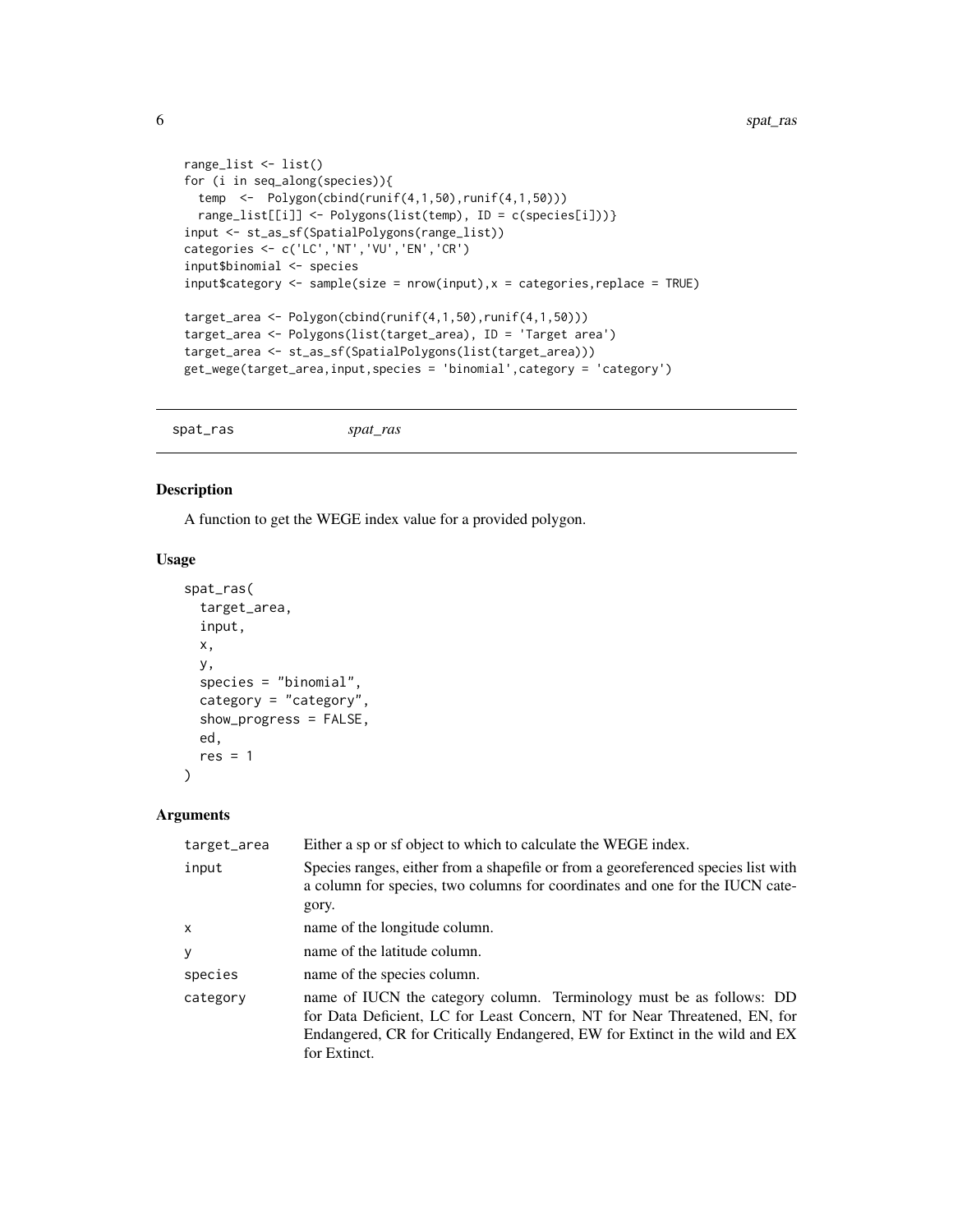```
range_list <- list()
for (i in seq_along(species)){
  temp  <-  Polygon(cbind(runif(4,1,50),runif(4,1,50)))
  range_list[[i]] <- Polygons(list(temp), ID = c(species[i]))}
input <- st_as_sf(SpatialPolygons(range_list))
categories <- c('LC','NT','VU','EN','CR')
input$binomial <- species
input$category <- sample(size = nrow(input),x = categories,replace = TRUE)

target_area <- Polygon(cbind(runif(4,1,50),runif(4,1,50)))
target_area <- Polygons(list(target_area), ID = 'Target area')
target_area <- st_as_sf(SpatialPolygons(list(target_area)))
get_wege(target_area,input,species = 'binomial',category = 'category')
```

---

## spat_ras *spat_ras*

### Description

A function to get the WEGE index value for a provided polygon.

### Usage

```
spat_ras(
  target_area,
  input,
  x,
  y,
  species = "binomial",
  category = "category",
  show_progress = FALSE,
  ed,
  res = 1
)
```

### Arguments

| | |
|---|---|
| target_area | Either a sp or sf object to which to calculate the WEGE index. |
| input | Species ranges, either from a shapefile or from a georeferenced species list with a column for species, two columns for coordinates and one for the IUCN category. |
| x | name of the longitude column. |
| y | name of the latitude column. |
| species | name of the species column. |
| category | name of IUCN the category column. Terminology must be as follows: DD for Data Deficient, LC for Least Concern, NT for Near Threatened, EN, for Endangered, CR for Critically Endangered, EW for Extinct in the wild and EX for Extinct. |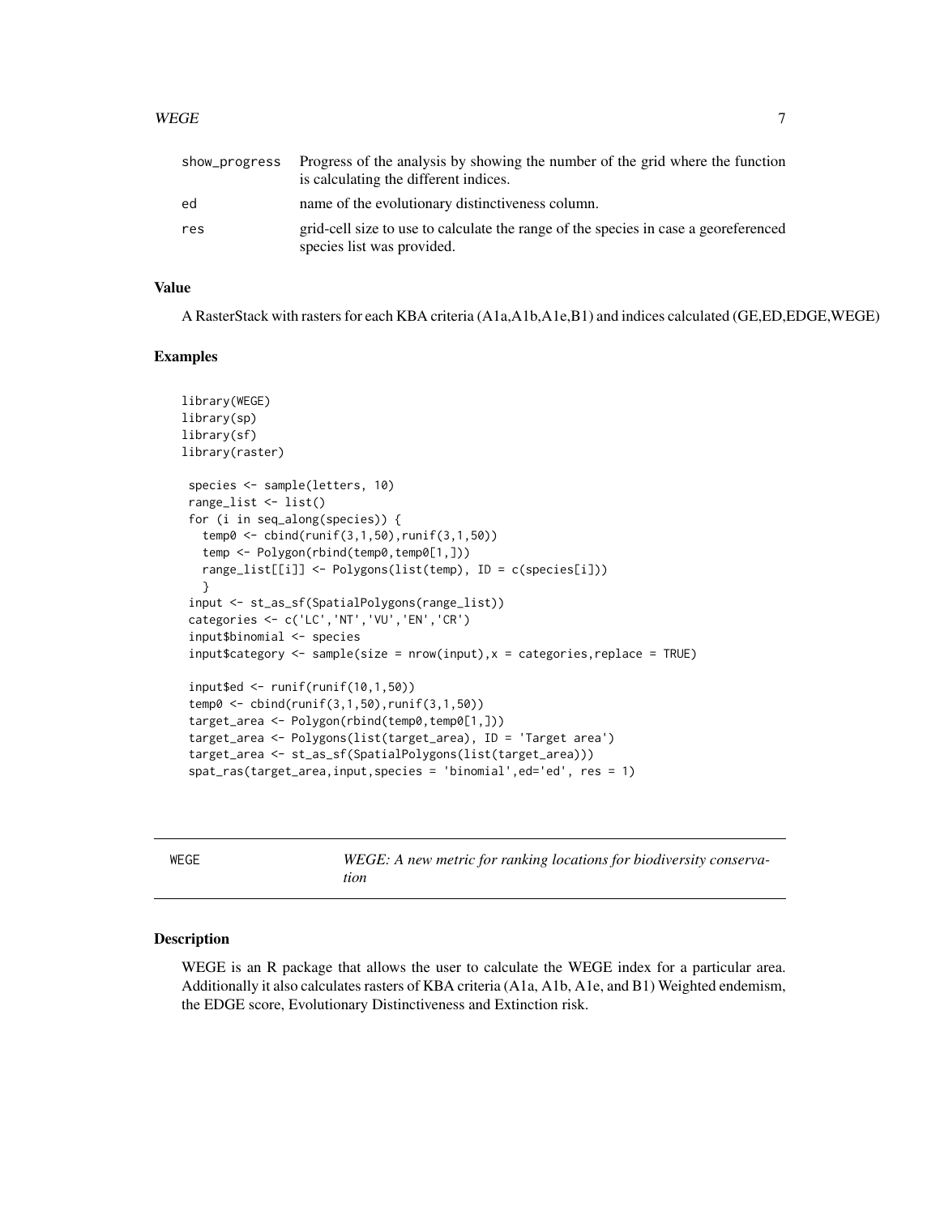| | |
|---|---|
| show_progress | Progress of the analysis by showing the number of the grid where the function is calculating the different indices. |
| ed | name of the evolutionary distinctiveness column. |
| res | grid-cell size to use to calculate the range of the species in case a georeferenced species list was provided. |

### Value

A RasterStack with rasters for each KBA criteria (A1a,A1b,A1e,B1) and indices calculated (GE,ED,EDGE,WEGE)

### Examples

```
library(WEGE)
library(sp)
library(sf)
library(raster)

 species <- sample(letters, 10)
 range_list <- list()
 for (i in seq_along(species)) {
   temp0 <- cbind(runif(3,1,50),runif(3,1,50))
   temp <- Polygon(rbind(temp0,temp0[1,]))
   range_list[[i]] <- Polygons(list(temp), ID = c(species[i]))
   }
 input <- st_as_sf(SpatialPolygons(range_list))
 categories <- c('LC','NT','VU','EN','CR')
 input$binomial <- species
 input$category <- sample(size = nrow(input),x = categories,replace = TRUE)

 input$ed <- runif(runif(10,1,50))
 temp0 <- cbind(runif(3,1,50),runif(3,1,50))
 target_area <- Polygon(rbind(temp0,temp0[1,]))
 target_area <- Polygons(list(target_area), ID = 'Target area')
 target_area <- st_as_sf(SpatialPolygons(list(target_area)))
 spat_ras(target_area,input,species = 'binomial',ed='ed', res = 1)
```

---

## WEGE — *WEGE: A new metric for ranking locations for biodiversity conservation*

### Description

WEGE is an R package that allows the user to calculate the WEGE index for a particular area. Additionally it also calculates rasters of KBA criteria (A1a, A1b, A1e, and B1) Weighted endemism, the EDGE score, Evolutionary Distinctiveness and Extinction risk.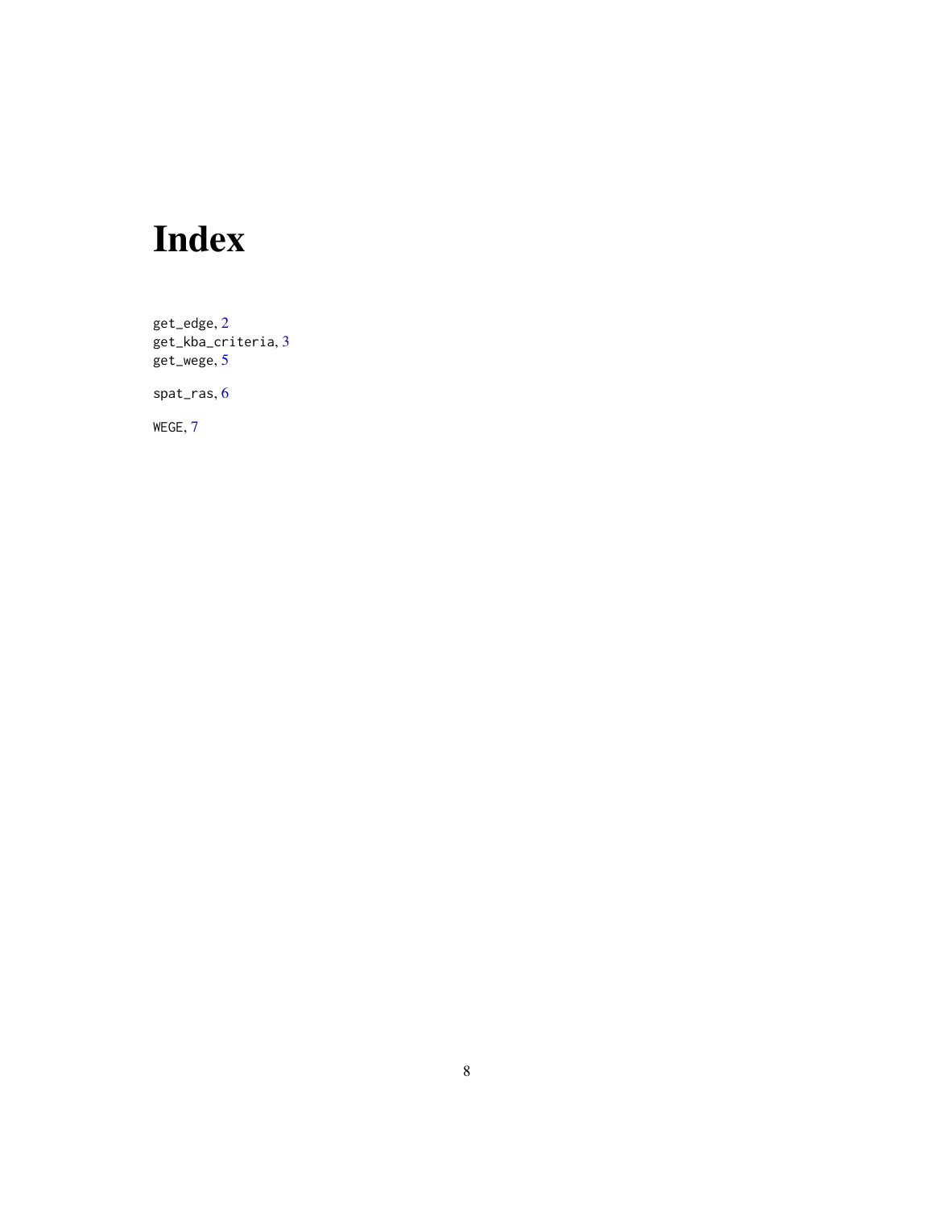# Index

get_edge, 2
get_kba_criteria, 3
get_wege, 5

spat_ras, 6

WEGE, 7